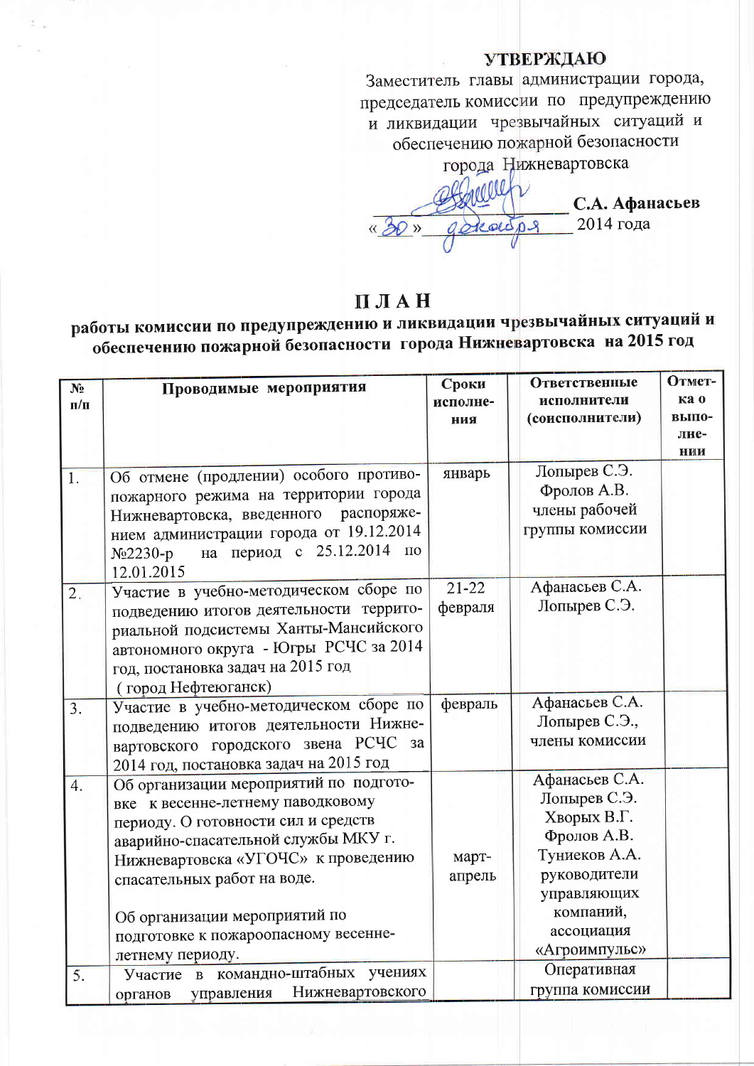**УТВЕРЖДАЮ**

Заместитель главы администрации города, председатель комиссии по предупреждению и ликвидации чрезвычайных ситуаций и обеспечению пожарной безопасности города Нижневартовска

_______________ **С.А. Афанасьев**

«30» декабря 2014 года

# П Л А Н

## работы комиссии по предупреждению и ликвидации чрезвычайных ситуаций и обеспечению пожарной безопасности города Нижневартовска на 2015 год

| № п/п | Проводимые мероприятия | Сроки исполнения | Ответственные исполнители (соисполнители) | Отметка о выполнении |
|---|---|---|---|---|
| 1. | Об отмене (продлении) особого противопожарного режима на территории города Нижневартовска, введенного распоряжением администрации города от 19.12.2014 №2230-р на период с 25.12.2014 по 12.01.2015 | январь | Лопырев С.Э. Фролов А.В. члены рабочей группы комиссии | |
| 2. | Участие в учебно-методическом сборе по подведению итогов деятельности территориальной подсистемы Ханты-Мансийского автономного округа - Югры РСЧС за 2014 год, постановка задач на 2015 год ( город Нефтеюганск) | 21-22 февраля | Афанасьев С.А. Лопырев С.Э. | |
| 3. | Участие в учебно-методическом сборе по подведению итогов деятельности Нижневартовского городского звена РСЧС за 2014 год, постановка задач на 2015 год | февраль | Афанасьев С.А. Лопырев С.Э., члены комиссии | |
| 4. | Об организации мероприятий по подготовке к весенне-летнему паводковому периоду. О готовности сил и средств аварийно-спасательной службы МКУ г. Нижневартовска «УГОЧС» к проведению спасательных работ на воде. <br><br> Об организации мероприятий по подготовке к пожароопасному весенне-летнему периоду. | март-апрель | Афанасьев С.А. Лопырев С.Э. Хворых В.Г. Фролов А.В. Туниеков А.А. руководители управляющих компаний, ассоциация «Агроимпульс» | |
| 5. | Участие в командно-штабных учениях органов управления Нижневартовского | | Оперативная группа комиссии | |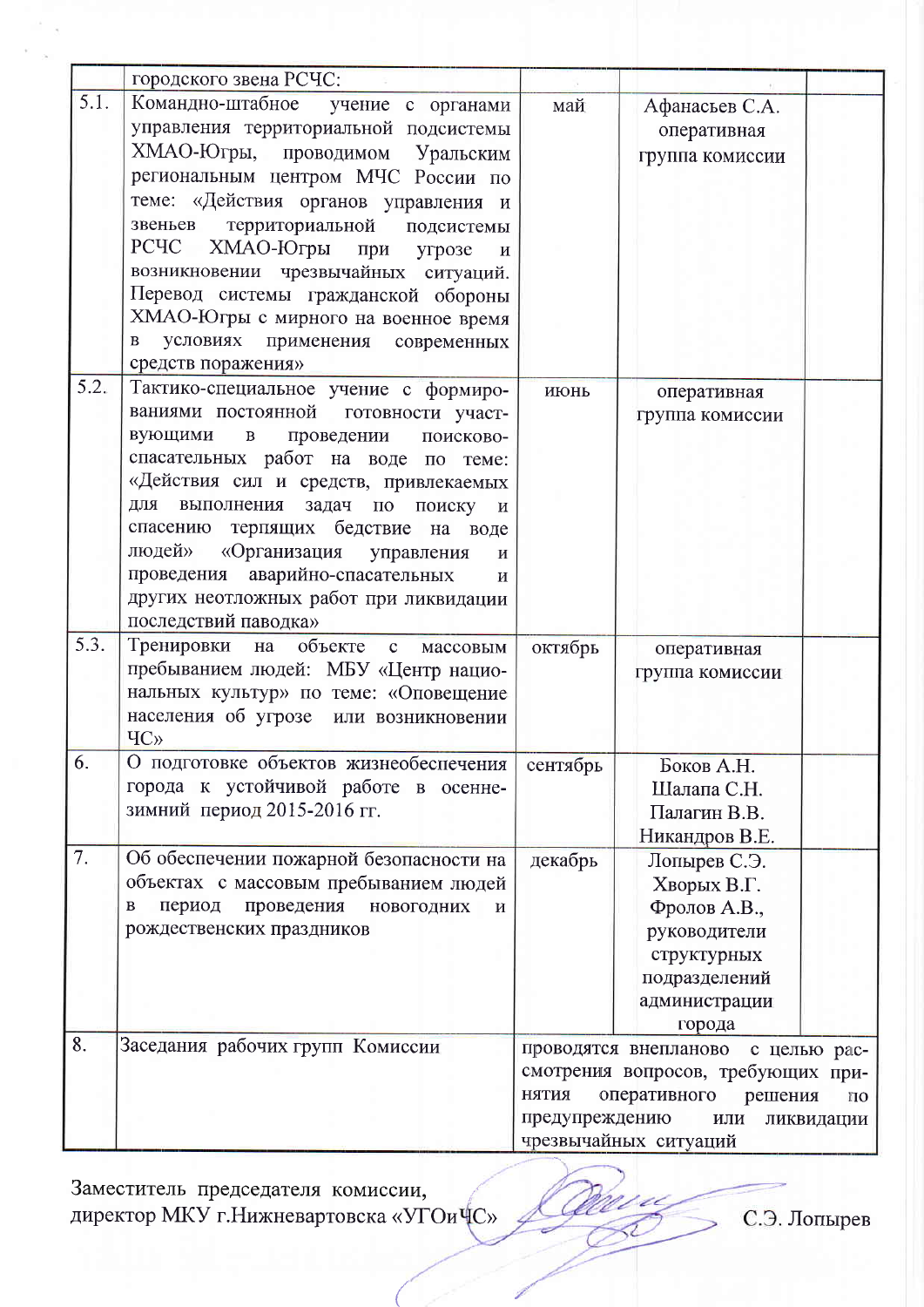| | | | | |
|---|---|---|---|---|
| | городского звена РСЧС: | | | |
| 5.1. | Командно-штабное учение с органами управления территориальной подсистемы ХМАО-Югры, проводимом Уральским региональным центром МЧС России по теме: «Действия органов управления и звеньев территориальной подсистемы РСЧС ХМАО-Югры при угрозе и возникновении чрезвычайных ситуаций. Перевод системы гражданской обороны ХМАО-Югры с мирного на военное время в условиях применения современных средств поражения» | май | Афанасьев С.А. оперативная группа комиссии | |
| 5.2. | Тактико-специальное учение с формированиями постоянной готовности участвующими в проведении поисково-спасательных работ на воде по теме: «Действия сил и средств, привлекаемых для выполнения задач по поиску и спасению терпящих бедствие на воде людей» «Организация управления и проведения аварийно-спасательных и других неотложных работ при ликвидации последствий паводка» | июнь | оперативная группа комиссии | |
| 5.3. | Тренировки на объекте с массовым пребыванием людей: МБУ «Центр национальных культур» по теме: «Оповещение населения об угрозе или возникновении ЧС» | октябрь | оперативная группа комиссии | |
| 6. | О подготовке объектов жизнеобеспечения города к устойчивой работе в осенне-зимний период 2015-2016 гг. | сентябрь | Боков А.Н. Шалапа С.Н. Палагин В.В. Никандров В.Е. | |
| 7. | Об обеспечении пожарной безопасности на объектах с массовым пребыванием людей в период проведения новогодних и рождественских праздников | декабрь | Лопырев С.Э. Хворых В.Г. Фролов А.В., руководители структурных подразделений администрации города | |
| 8. | Заседания рабочих групп Комиссии | проводятся внепланово с целью рассмотрения вопросов, требующих принятия оперативного решения по предупреждению или ликвидации чрезвычайных ситуаций | | |

Заместитель председателя комиссии,
директор МКУ г.Нижневартовска «УГОиЧС» С.Э. Лопырев